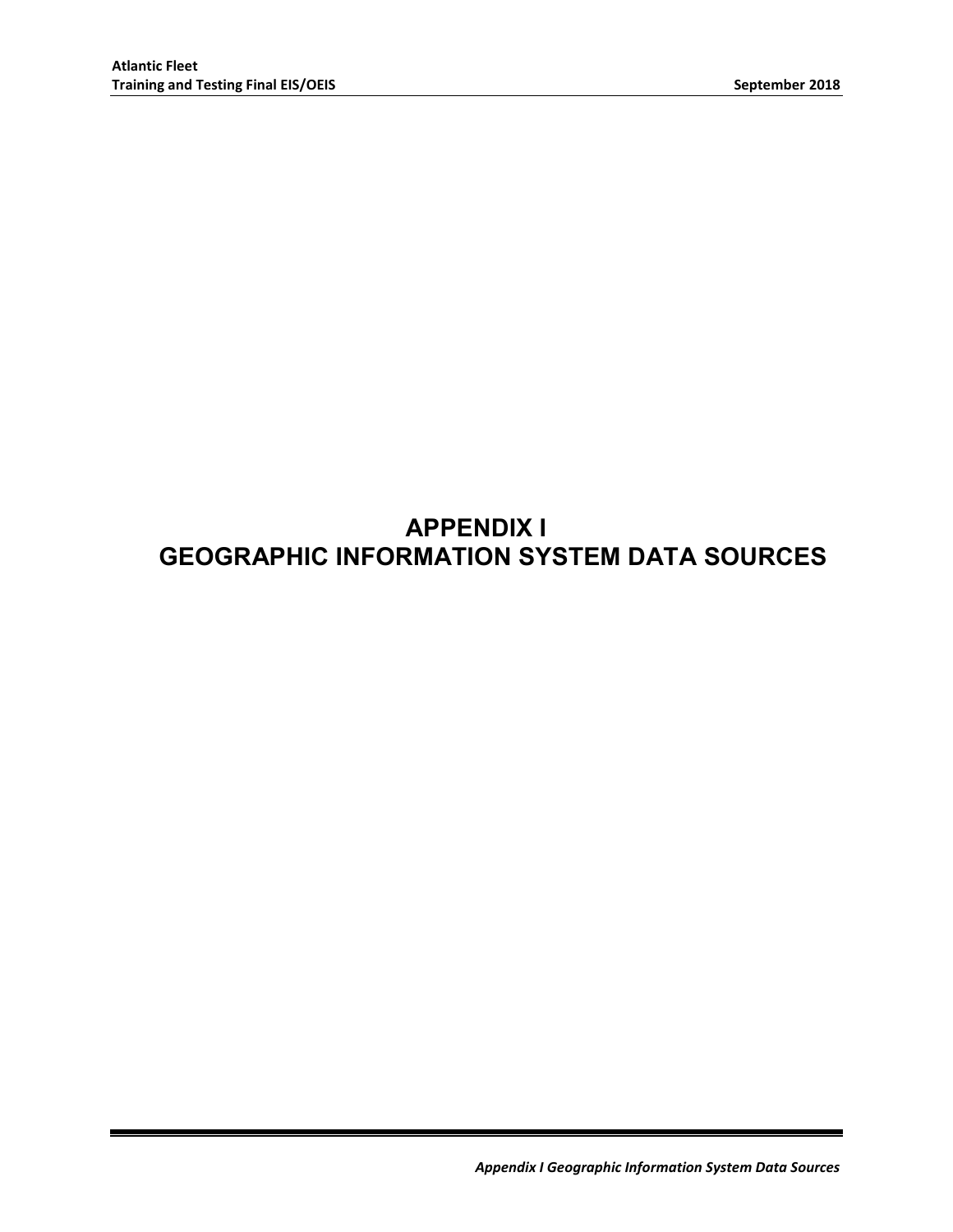# APPENDIX I
# GEOGRAPHIC INFORMATION SYSTEM DATA SOURCES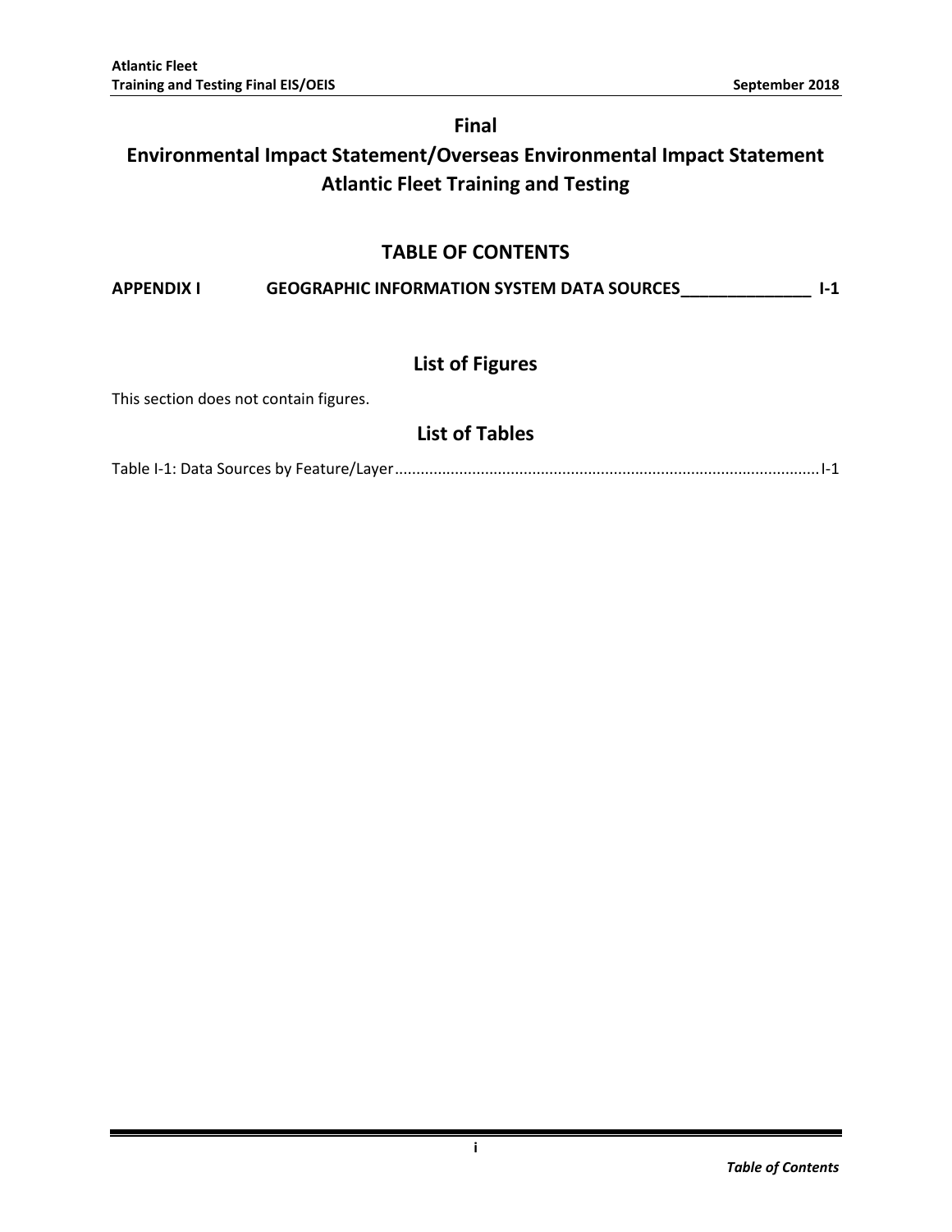# Final

# Environmental Impact Statement/Overseas Environmental Impact Statement Atlantic Fleet Training and Testing

## TABLE OF CONTENTS

**APPENDIX I GEOGRAPHIC INFORMATION SYSTEM DATA SOURCES ______________ I-1**

## List of Figures

This section does not contain figures.

## List of Tables

Table I-1: Data Sources by Feature/Layer ........................................................................................................ I-1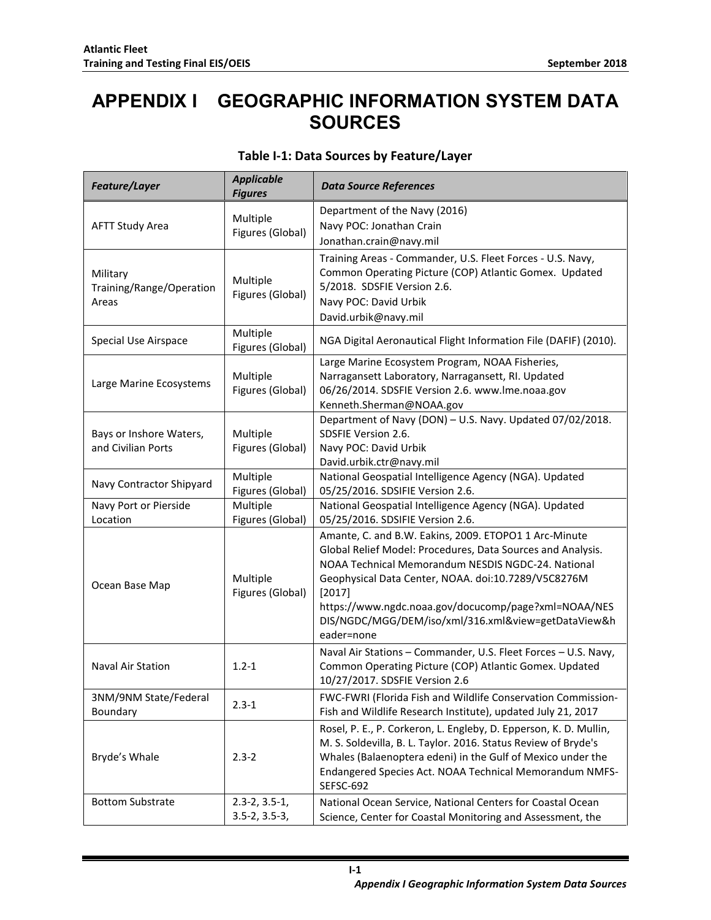# APPENDIX I GEOGRAPHIC INFORMATION SYSTEM DATA SOURCES

**Table I-1: Data Sources by Feature/Layer**

| *Feature/Layer* | *Applicable Figures* | *Data Source References* |
|---|---|---|
| AFTT Study Area | Multiple Figures (Global) | Department of the Navy (2016)<br>Navy POC: Jonathan Crain<br>Jonathan.crain@navy.mil |
| Military Training/Range/Operation Areas | Multiple Figures (Global) | Training Areas - Commander, U.S. Fleet Forces - U.S. Navy, Common Operating Picture (COP) Atlantic Gomex. Updated 5/2018. SDSFIE Version 2.6.<br>Navy POC: David Urbik<br>David.urbik@navy.mil |
| Special Use Airspace | Multiple Figures (Global) | NGA Digital Aeronautical Flight Information File (DAFIF) (2010). |
| Large Marine Ecosystems | Multiple Figures (Global) | Large Marine Ecosystem Program, NOAA Fisheries, Narragansett Laboratory, Narragansett, RI. Updated 06/26/2014. SDSFIE Version 2.6. www.lme.noaa.gov<br>Kenneth.Sherman@NOAA.gov |
| Bays or Inshore Waters, and Civilian Ports | Multiple Figures (Global) | Department of Navy (DON) – U.S. Navy. Updated 07/02/2018. SDSFIE Version 2.6.<br>Navy POC: David Urbik<br>David.urbik.ctr@navy.mil |
| Navy Contractor Shipyard | Multiple Figures (Global) | National Geospatial Intelligence Agency (NGA). Updated 05/25/2016. SDSIFIE Version 2.6. |
| Navy Port or Pierside Location | Multiple Figures (Global) | National Geospatial Intelligence Agency (NGA). Updated 05/25/2016. SDSIFIE Version 2.6. |
| Ocean Base Map | Multiple Figures (Global) | Amante, C. and B.W. Eakins, 2009. ETOPO1 1 Arc-Minute Global Relief Model: Procedures, Data Sources and Analysis. NOAA Technical Memorandum NESDIS NGDC-24. National Geophysical Data Center, NOAA. doi:10.7289/V5C8276M [2017]<br>https://www.ngdc.noaa.gov/docucomp/page?xml=NOAA/NESDIS/NGDC/MGG/DEM/iso/xml/316.xml&view=getDataView&header=none |
| Naval Air Station | 1.2-1 | Naval Air Stations – Commander, U.S. Fleet Forces – U.S. Navy, Common Operating Picture (COP) Atlantic Gomex. Updated 10/27/2017. SDSFIE Version 2.6 |
| 3NM/9NM State/Federal Boundary | 2.3-1 | FWC-FWRI (Florida Fish and Wildlife Conservation Commission-Fish and Wildlife Research Institute), updated July 21, 2017 |
| Bryde's Whale | 2.3-2 | Rosel, P. E., P. Corkeron, L. Engleby, D. Epperson, K. D. Mullin, M. S. Soldevilla, B. L. Taylor. 2016. Status Review of Bryde's Whales (Balaenoptera edeni) in the Gulf of Mexico under the Endangered Species Act. NOAA Technical Memorandum NMFS-SEFSC-692 |
| Bottom Substrate | 2.3-2, 3.5-1, 3.5-2, 3.5-3, | National Ocean Service, National Centers for Coastal Ocean Science, Center for Coastal Monitoring and Assessment, the |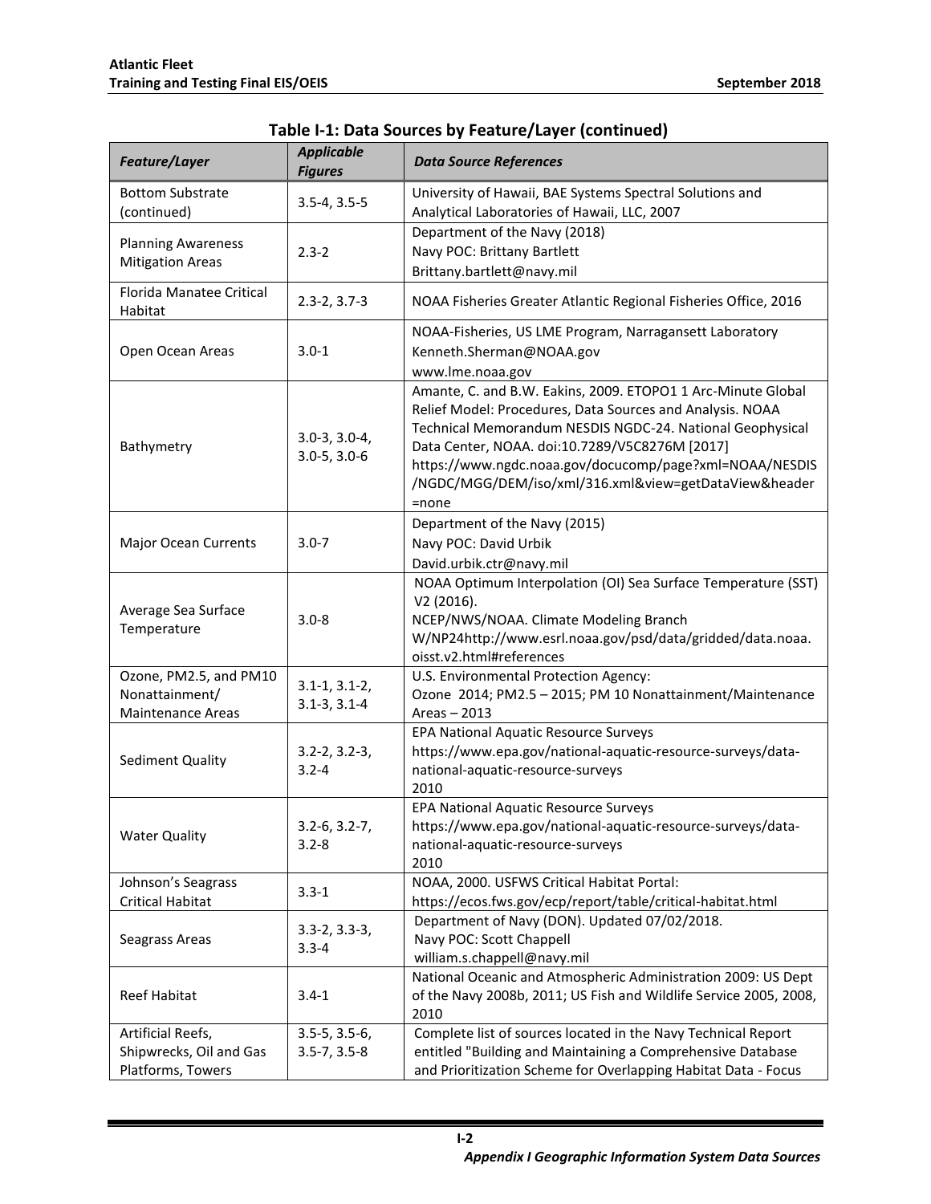**Table I-1: Data Sources by Feature/Layer (continued)**

| *Feature/Layer* | *Applicable Figures* | *Data Source References* |
|---|---|---|
| Bottom Substrate (continued) | 3.5-4, 3.5-5 | University of Hawaii, BAE Systems Spectral Solutions and Analytical Laboratories of Hawaii, LLC, 2007 |
| Planning Awareness Mitigation Areas | 2.3-2 | Department of the Navy (2018)<br>Navy POC: Brittany Bartlett<br>Brittany.bartlett@navy.mil |
| Florida Manatee Critical Habitat | 2.3-2, 3.7-3 | NOAA Fisheries Greater Atlantic Regional Fisheries Office, 2016 |
| Open Ocean Areas | 3.0-1 | NOAA-Fisheries, US LME Program, Narragansett Laboratory<br>Kenneth.Sherman@NOAA.gov<br>www.lme.noaa.gov |
| Bathymetry | 3.0-3, 3.0-4, 3.0-5, 3.0-6 | Amante, C. and B.W. Eakins, 2009. ETOPO1 1 Arc-Minute Global Relief Model: Procedures, Data Sources and Analysis. NOAA Technical Memorandum NESDIS NGDC-24. National Geophysical Data Center, NOAA. doi:10.7289/V5C8276M [2017] https://www.ngdc.noaa.gov/docucomp/page?xml=NOAA/NESDIS/NGDC/MGG/DEM/iso/xml/316.xml&view=getDataView&header=none |
| Major Ocean Currents | 3.0-7 | Department of the Navy (2015)<br>Navy POC: David Urbik<br>David.urbik.ctr@navy.mil |
| Average Sea Surface Temperature | 3.0-8 | NOAA Optimum Interpolation (OI) Sea Surface Temperature (SST) V2 (2016).<br>NCEP/NWS/NOAA. Climate Modeling Branch W/NP24http://www.esrl.noaa.gov/psd/data/gridded/data.noaa.oisst.v2.html#references |
| Ozone, PM2.5, and PM10 Nonattainment/ Maintenance Areas | 3.1-1, 3.1-2, 3.1-3, 3.1-4 | U.S. Environmental Protection Agency:<br>Ozone 2014; PM2.5 – 2015; PM 10 Nonattainment/Maintenance Areas – 2013 |
| Sediment Quality | 3.2-2, 3.2-3, 3.2-4 | EPA National Aquatic Resource Surveys<br>https://www.epa.gov/national-aquatic-resource-surveys/data-national-aquatic-resource-surveys<br>2010 |
| Water Quality | 3.2-6, 3.2-7, 3.2-8 | EPA National Aquatic Resource Surveys<br>https://www.epa.gov/national-aquatic-resource-surveys/data-national-aquatic-resource-surveys<br>2010 |
| Johnson's Seagrass Critical Habitat | 3.3-1 | NOAA, 2000. USFWS Critical Habitat Portal: https://ecos.fws.gov/ecp/report/table/critical-habitat.html |
| Seagrass Areas | 3.3-2, 3.3-3, 3.3-4 | Department of Navy (DON). Updated 07/02/2018.<br>Navy POC: Scott Chappell<br>william.s.chappell@navy.mil |
| Reef Habitat | 3.4-1 | National Oceanic and Atmospheric Administration 2009: US Dept of the Navy 2008b, 2011; US Fish and Wildlife Service 2005, 2008, 2010 |
| Artificial Reefs, Shipwrecks, Oil and Gas Platforms, Towers | 3.5-5, 3.5-6, 3.5-7, 3.5-8 | Complete list of sources located in the Navy Technical Report entitled "Building and Maintaining a Comprehensive Database and Prioritization Scheme for Overlapping Habitat Data - Focus |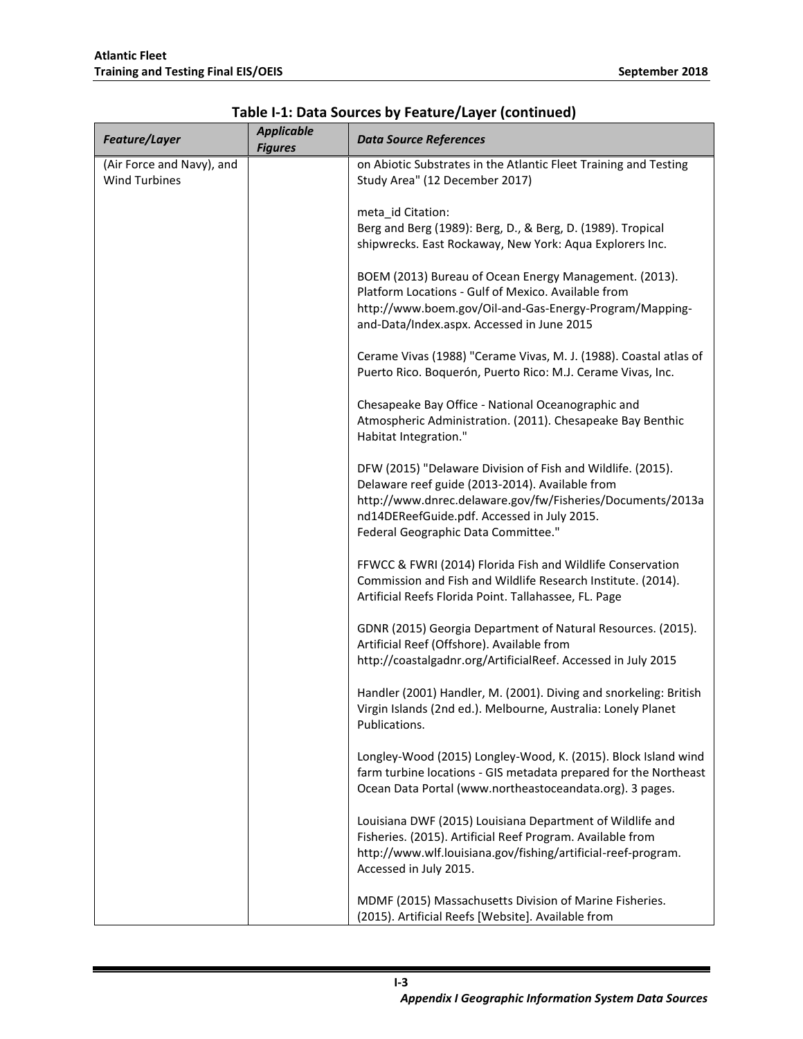**Table I-1: Data Sources by Feature/Layer (continued)**

| *Feature/Layer* | *Applicable Figures* | *Data Source References* |
|---|---|---|
| (Air Force and Navy), and Wind Turbines | | on Abiotic Substrates in the Atlantic Fleet Training and Testing Study Area" (12 December 2017)<br><br>meta_id Citation:<br>Berg and Berg (1989): Berg, D., & Berg, D. (1989). Tropical shipwrecks. East Rockaway, New York: Aqua Explorers Inc.<br><br>BOEM (2013) Bureau of Ocean Energy Management. (2013). Platform Locations - Gulf of Mexico. Available from http://www.boem.gov/Oil-and-Gas-Energy-Program/Mapping-and-Data/Index.aspx. Accessed in June 2015<br><br>Cerame Vivas (1988) "Cerame Vivas, M. J. (1988). Coastal atlas of Puerto Rico. Boquerón, Puerto Rico: M.J. Cerame Vivas, Inc.<br><br>Chesapeake Bay Office - National Oceanographic and Atmospheric Administration. (2011). Chesapeake Bay Benthic Habitat Integration."<br><br>DFW (2015) "Delaware Division of Fish and Wildlife. (2015). Delaware reef guide (2013-2014). Available from http://www.dnrec.delaware.gov/fw/Fisheries/Documents/2013and14DEReefGuide.pdf. Accessed in July 2015.<br>Federal Geographic Data Committee."<br><br>FFWCC & FWRI (2014) Florida Fish and Wildlife Conservation Commission and Fish and Wildlife Research Institute. (2014). Artificial Reefs Florida Point. Tallahassee, FL. Page<br><br>GDNR (2015) Georgia Department of Natural Resources. (2015). Artificial Reef (Offshore). Available from http://coastalgadnr.org/ArtificialReef. Accessed in July 2015<br><br>Handler (2001) Handler, M. (2001). Diving and snorkeling: British Virgin Islands (2nd ed.). Melbourne, Australia: Lonely Planet Publications.<br><br>Longley-Wood (2015) Longley-Wood, K. (2015). Block Island wind farm turbine locations - GIS metadata prepared for the Northeast Ocean Data Portal (www.northeastoceandata.org). 3 pages.<br><br>Louisiana DWF (2015) Louisiana Department of Wildlife and Fisheries. (2015). Artificial Reef Program. Available from http://www.wlf.louisiana.gov/fishing/artificial-reef-program. Accessed in July 2015.<br><br>MDMF (2015) Massachusetts Division of Marine Fisheries. (2015). Artificial Reefs [Website]. Available from |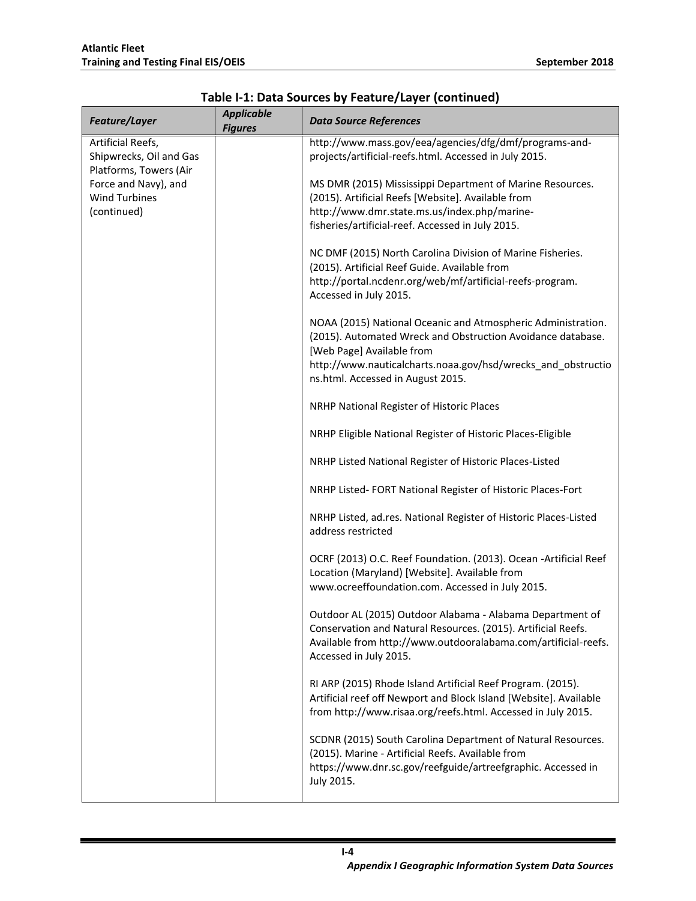**Table I-1: Data Sources by Feature/Layer (continued)**

| *Feature/Layer* | *Applicable Figures* | *Data Source References* |
|---|---|---|
| Artificial Reefs, Shipwrecks, Oil and Gas Platforms, Towers (Air Force and Navy), and Wind Turbines (continued) | | http://www.mass.gov/eea/agencies/dfg/dmf/programs-and-projects/artificial-reefs.html. Accessed in July 2015.<br><br>MS DMR (2015) Mississippi Department of Marine Resources. (2015). Artificial Reefs [Website]. Available from http://www.dmr.state.ms.us/index.php/marine-fisheries/artificial-reef. Accessed in July 2015.<br><br>NC DMF (2015) North Carolina Division of Marine Fisheries. (2015). Artificial Reef Guide. Available from http://portal.ncdenr.org/web/mf/artificial-reefs-program. Accessed in July 2015.<br><br>NOAA (2015) National Oceanic and Atmospheric Administration. (2015). Automated Wreck and Obstruction Avoidance database. [Web Page] Available from http://www.nauticalcharts.noaa.gov/hsd/wrecks_and_obstructions.html. Accessed in August 2015.<br><br>NRHP National Register of Historic Places<br><br>NRHP Eligible National Register of Historic Places-Eligible<br><br>NRHP Listed National Register of Historic Places-Listed<br><br>NRHP Listed- FORT National Register of Historic Places-Fort<br><br>NRHP Listed, ad.res. National Register of Historic Places-Listed address restricted<br><br>OCRF (2013) O.C. Reef Foundation. (2013). Ocean -Artificial Reef Location (Maryland) [Website]. Available from www.ocreeffoundation.com. Accessed in July 2015.<br><br>Outdoor AL (2015) Outdoor Alabama - Alabama Department of Conservation and Natural Resources. (2015). Artificial Reefs. Available from http://www.outdooralabama.com/artificial-reefs. Accessed in July 2015.<br><br>RI ARP (2015) Rhode Island Artificial Reef Program. (2015). Artificial reef off Newport and Block Island [Website]. Available from http://www.risaa.org/reefs.html. Accessed in July 2015.<br><br>SCDNR (2015) South Carolina Department of Natural Resources. (2015). Marine - Artificial Reefs. Available from https://www.dnr.sc.gov/reefguide/artreefgraphic. Accessed in July 2015. |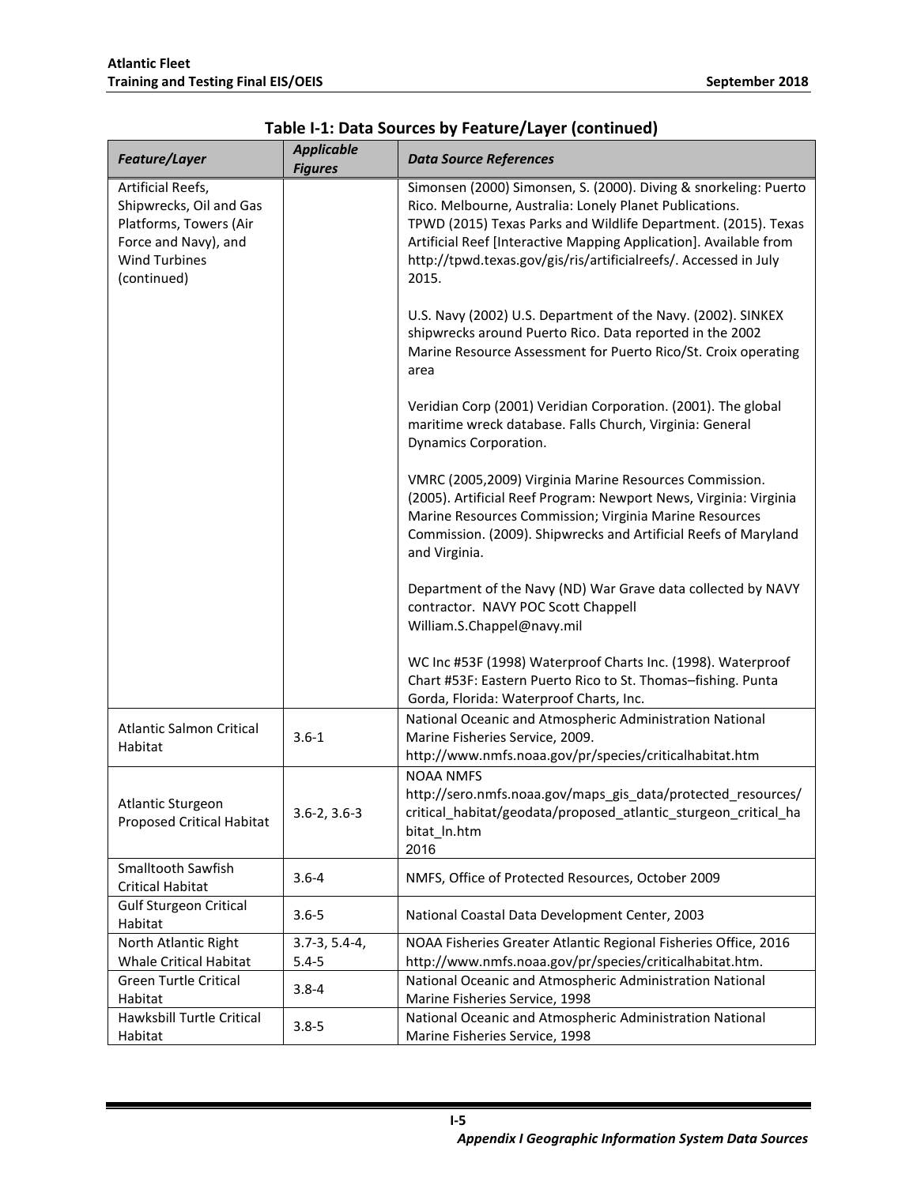**Table I-1: Data Sources by Feature/Layer (continued)**

| *Feature/Layer* | *Applicable Figures* | *Data Source References* |
|---|---|---|
| Artificial Reefs, Shipwrecks, Oil and Gas Platforms, Towers (Air Force and Navy), and Wind Turbines (continued) | | Simonsen (2000) Simonsen, S. (2000). Diving & snorkeling: Puerto Rico. Melbourne, Australia: Lonely Planet Publications.<br>TPWD (2015) Texas Parks and Wildlife Department. (2015). Texas Artificial Reef [Interactive Mapping Application]. Available from http://tpwd.texas.gov/gis/ris/artificialreefs/. Accessed in July 2015.<br><br>U.S. Navy (2002) U.S. Department of the Navy. (2002). SINKEX shipwrecks around Puerto Rico. Data reported in the 2002 Marine Resource Assessment for Puerto Rico/St. Croix operating area<br><br>Veridian Corp (2001) Veridian Corporation. (2001). The global maritime wreck database. Falls Church, Virginia: General Dynamics Corporation.<br><br>VMRC (2005,2009) Virginia Marine Resources Commission. (2005). Artificial Reef Program: Newport News, Virginia: Virginia Marine Resources Commission; Virginia Marine Resources Commission. (2009). Shipwrecks and Artificial Reefs of Maryland and Virginia.<br><br>Department of the Navy (ND) War Grave data collected by NAVY contractor. NAVY POC Scott Chappell William.S.Chappel@navy.mil<br><br>WC Inc #53F (1998) Waterproof Charts Inc. (1998). Waterproof Chart #53F: Eastern Puerto Rico to St. Thomas–fishing. Punta Gorda, Florida: Waterproof Charts, Inc. |
| Atlantic Salmon Critical Habitat | 3.6-1 | National Oceanic and Atmospheric Administration National Marine Fisheries Service, 2009. http://www.nmfs.noaa.gov/pr/species/criticalhabitat.htm |
| Atlantic Sturgeon Proposed Critical Habitat | 3.6-2, 3.6-3 | NOAA NMFS<br>http://sero.nmfs.noaa.gov/maps_gis_data/protected_resources/critical_habitat/geodata/proposed_atlantic_sturgeon_critical_habitat_ln.htm<br>2016 |
| Smalltooth Sawfish Critical Habitat | 3.6-4 | NMFS, Office of Protected Resources, October 2009 |
| Gulf Sturgeon Critical Habitat | 3.6-5 | National Coastal Data Development Center, 2003 |
| North Atlantic Right Whale Critical Habitat | 3.7-3, 5.4-4, 5.4-5 | NOAA Fisheries Greater Atlantic Regional Fisheries Office, 2016 http://www.nmfs.noaa.gov/pr/species/criticalhabitat.htm. |
| Green Turtle Critical Habitat | 3.8-4 | National Oceanic and Atmospheric Administration National Marine Fisheries Service, 1998 |
| Hawksbill Turtle Critical Habitat | 3.8-5 | National Oceanic and Atmospheric Administration National Marine Fisheries Service, 1998 |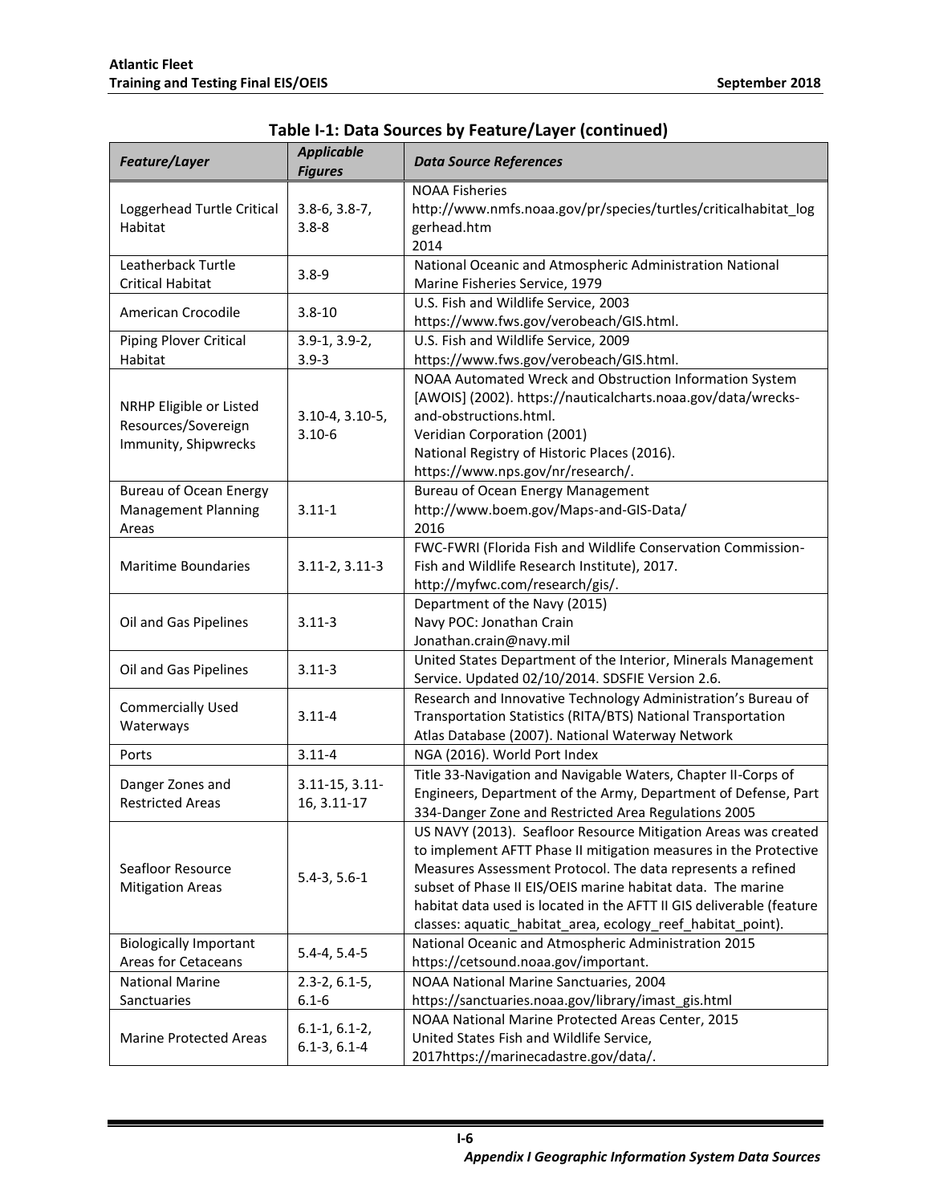**Table I-1: Data Sources by Feature/Layer (continued)**

| *Feature/Layer* | *Applicable Figures* | *Data Source References* |
|---|---|---|
| Loggerhead Turtle Critical Habitat | 3.8-6, 3.8-7, 3.8-8 | NOAA Fisheries http://www.nmfs.noaa.gov/pr/species/turtles/criticalhabitat_loggerhead.htm 2014 |
| Leatherback Turtle Critical Habitat | 3.8-9 | National Oceanic and Atmospheric Administration National Marine Fisheries Service, 1979 |
| American Crocodile | 3.8-10 | U.S. Fish and Wildlife Service, 2003 https://www.fws.gov/verobeach/GIS.html. |
| Piping Plover Critical Habitat | 3.9-1, 3.9-2, 3.9-3 | U.S. Fish and Wildlife Service, 2009 https://www.fws.gov/verobeach/GIS.html. |
| NRHP Eligible or Listed Resources/Sovereign Immunity, Shipwrecks | 3.10-4, 3.10-5, 3.10-6 | NOAA Automated Wreck and Obstruction Information System [AWOIS] (2002). https://nauticalcharts.noaa.gov/data/wrecks-and-obstructions.html. Veridian Corporation (2001) National Registry of Historic Places (2016). https://www.nps.gov/nr/research/. |
| Bureau of Ocean Energy Management Planning Areas | 3.11-1 | Bureau of Ocean Energy Management http://www.boem.gov/Maps-and-GIS-Data/ 2016 |
| Maritime Boundaries | 3.11-2, 3.11-3 | FWC-FWRI (Florida Fish and Wildlife Conservation Commission-Fish and Wildlife Research Institute), 2017. http://myfwc.com/research/gis/. |
| Oil and Gas Pipelines | 3.11-3 | Department of the Navy (2015) Navy POC: Jonathan Crain Jonathan.crain@navy.mil |
| Oil and Gas Pipelines | 3.11-3 | United States Department of the Interior, Minerals Management Service. Updated 02/10/2014. SDSFIE Version 2.6. |
| Commercially Used Waterways | 3.11-4 | Research and Innovative Technology Administration's Bureau of Transportation Statistics (RITA/BTS) National Transportation Atlas Database (2007). National Waterway Network |
| Ports | 3.11-4 | NGA (2016). World Port Index |
| Danger Zones and Restricted Areas | 3.11-15, 3.11-16, 3.11-17 | Title 33-Navigation and Navigable Waters, Chapter II-Corps of Engineers, Department of the Army, Department of Defense, Part 334-Danger Zone and Restricted Area Regulations 2005 |
| Seafloor Resource Mitigation Areas | 5.4-3, 5.6-1 | US NAVY (2013). Seafloor Resource Mitigation Areas was created to implement AFTT Phase II mitigation measures in the Protective Measures Assessment Protocol. The data represents a refined subset of Phase II EIS/OEIS marine habitat data. The marine habitat data used is located in the AFTT II GIS deliverable (feature classes: aquatic_habitat_area, ecology_reef_habitat_point). |
| Biologically Important Areas for Cetaceans | 5.4-4, 5.4-5 | National Oceanic and Atmospheric Administration 2015 https://cetsound.noaa.gov/important. |
| National Marine Sanctuaries | 2.3-2, 6.1-5, 6.1-6 | NOAA National Marine Sanctuaries, 2004 https://sanctuaries.noaa.gov/library/imast_gis.html |
| Marine Protected Areas | 6.1-1, 6.1-2, 6.1-3, 6.1-4 | NOAA National Marine Protected Areas Center, 2015 United States Fish and Wildlife Service, 2017https://marinecadastre.gov/data/. |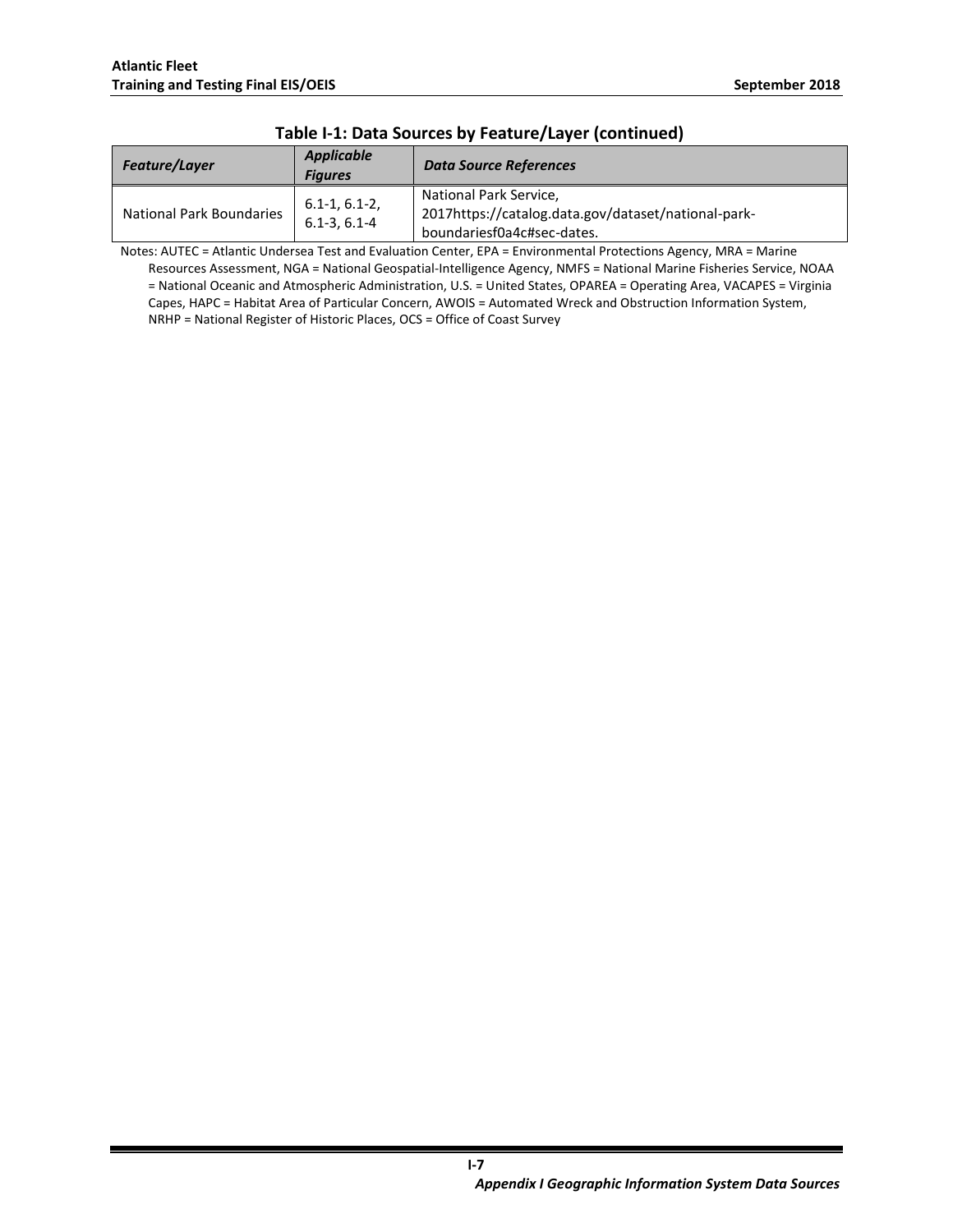**Table I-1: Data Sources by Feature/Layer (continued)**

| *Feature/Layer* | *Applicable Figures* | *Data Source References* |
|---|---|---|
| National Park Boundaries | 6.1-1, 6.1-2, 6.1-3, 6.1-4 | National Park Service, 2017https://catalog.data.gov/dataset/national-park-boundariesf0a4c#sec-dates. |

Notes: AUTEC = Atlantic Undersea Test and Evaluation Center, EPA = Environmental Protections Agency, MRA = Marine Resources Assessment, NGA = National Geospatial-Intelligence Agency, NMFS = National Marine Fisheries Service, NOAA = National Oceanic and Atmospheric Administration, U.S. = United States, OPAREA = Operating Area, VACAPES = Virginia Capes, HAPC = Habitat Area of Particular Concern, AWOIS = Automated Wreck and Obstruction Information System, NRHP = National Register of Historic Places, OCS = Office of Coast Survey